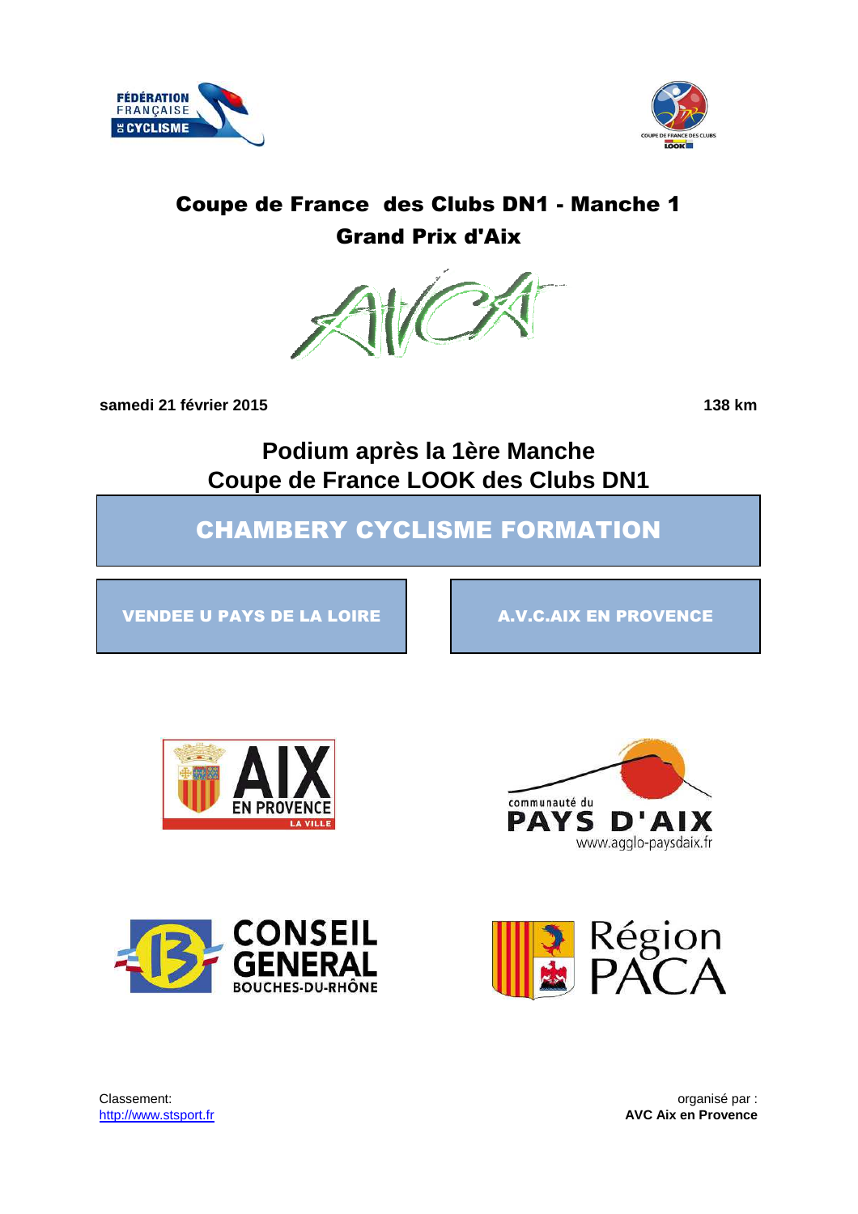# Coupe de France des Clubs DN1 - Manche 1
## Grand Prix d'Aix

**samedi 21 février 2015** **138 km**

## Podium après la 1ère Manche
## Coupe de France LOOK des Clubs DN1

**CHAMBERY CYCLISME FORMATION**

**VENDEE U PAYS DE LA LOIRE**

**A.V.C.AIX EN PROVENCE**

Classement:
http://www.stsport.fr

organisé par :
**AVC Aix en Provence**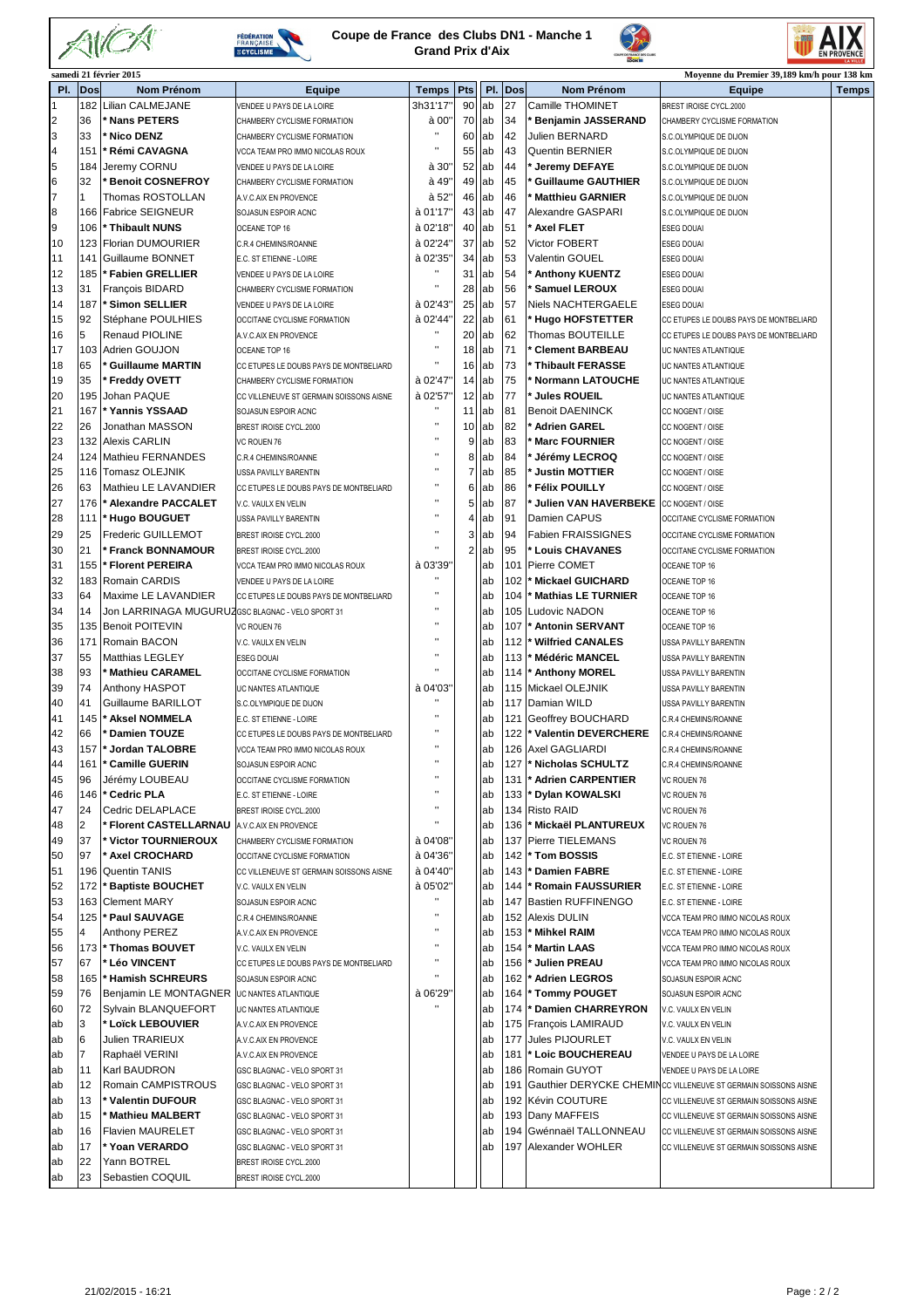# Coupe de France des Clubs DN1 - Manche 1

## Grand Prix d'Aix

samedi 21 février 2015

Moyenne du Premier 39,189 km/h pour 138 km

| Pl. | Dos | Nom Prénom | Equipe | Temps | Pts | Pl. | Dos | Nom Prénom | Equipe | Temps |
|---|---|---|---|---|---|---|---|---|---|---|
| 1 | 182 | Lilian CALMEJANE | VENDEE U PAYS DE LA LOIRE | 3h31'17" | 90 | ab | 27 | Camille THOMINET | BREST IROISE CYCL.2000 | |
| 2 | 36 | * Nans PETERS | CHAMBERY CYCLISME FORMATION | à 00" | 70 | ab | 34 | * Benjamin JASSERAND | CHAMBERY CYCLISME FORMATION | |
| 3 | 33 | * Nico DENZ | CHAMBERY CYCLISME FORMATION | " | 60 | ab | 42 | Julien BERNARD | S.C.OLYMPIQUE DE DIJON | |
| 4 | 151 | * Rémi CAVAGNA | VCCA TEAM PRO IMMO NICOLAS ROUX | " | 55 | ab | 43 | Quentin BERNIER | S.C.OLYMPIQUE DE DIJON | |
| 5 | 184 | Jeremy CORNU | VENDEE U PAYS DE LA LOIRE | à 30" | 52 | ab | 44 | * Jeremy DEFAYE | S.C.OLYMPIQUE DE DIJON | |
| 6 | 32 | * Benoit COSNEFROY | CHAMBERY CYCLISME FORMATION | à 49" | 49 | ab | 45 | * Guillaume GAUTHIER | S.C.OLYMPIQUE DE DIJON | |
| 7 | 1 | Thomas ROSTOLLAN | A.V.C.AIX EN PROVENCE | à 52" | 46 | ab | 46 | * Matthieu GARNIER | S.C.OLYMPIQUE DE DIJON | |
| 8 | 166 | Fabrice SEIGNEUR | SOJASUN ESPOIR ACNC | à 01'17" | 43 | ab | 47 | Alexandre GASPARI | S.C.OLYMPIQUE DE DIJON | |
| 9 | 106 | * Thibault NUNS | OCEANE TOP 16 | à 02'18" | 40 | ab | 51 | * Axel FLET | ESEG DOUAI | |
| 10 | 123 | Florian DUMOURIER | C.R.4 CHEMINS/ROANNE | à 02'24" | 37 | ab | 52 | Victor FOBERT | ESEG DOUAI | |
| 11 | 141 | Guillaume BONNET | E.C. ST ETIENNE - LOIRE | à 02'35" | 34 | ab | 53 | Valentin GOUEL | ESEG DOUAI | |
| 12 | 185 | * Fabien GRELLIER | VENDEE U PAYS DE LA LOIRE | " | 31 | ab | 54 | * Anthony KUENTZ | ESEG DOUAI | |
| 13 | 31 | François BIDARD | CHAMBERY CYCLISME FORMATION | " | 28 | ab | 56 | * Samuel LEROUX | ESEG DOUAI | |
| 14 | 187 | * Simon SELLIER | VENDEE U PAYS DE LA LOIRE | à 02'43" | 25 | ab | 57 | Niels NACHTERGAELE | ESEG DOUAI | |
| 15 | 92 | Stéphane POULHIES | OCCITANE CYCLISME FORMATION | à 02'44" | 22 | ab | 61 | * Hugo HOFSTETTER | CC ETUPES LE DOUBS PAYS DE MONTBELIARD | |
| 16 | 5 | Renaud PIOLINE | A.V.C.AIX EN PROVENCE | " | 20 | ab | 62 | Thomas BOUTEILLE | CC ETUPES LE DOUBS PAYS DE MONTBELIARD | |
| 17 | 103 | Adrien GOUJON | OCEANE TOP 16 | " | 18 | ab | 71 | * Clement BARBEAU | UC NANTES ATLANTIQUE | |
| 18 | 65 | * Guillaume MARTIN | CC ETUPES LE DOUBS PAYS DE MONTBELIARD | " | 16 | ab | 73 | * Thibault FERASSE | UC NANTES ATLANTIQUE | |
| 19 | 35 | * Freddy OVETT | CHAMBERY CYCLISME FORMATION | à 02'47" | 14 | ab | 75 | * Normann LATOUCHE | UC NANTES ATLANTIQUE | |
| 20 | 195 | Johan PAQUE | CC VILLENEUVE ST GERMAIN SOISSONS AISNE | à 02'57" | 12 | ab | 77 | * Jules ROUEIL | UC NANTES ATLANTIQUE | |
| 21 | 167 | * Yannis YSSAAD | SOJASUN ESPOIR ACNC | " | 11 | ab | 81 | Benoit DAENINCK | CC NOGENT / OISE | |
| 22 | 26 | Jonathan MASSON | BREST IROISE CYCL.2000 | " | 10 | ab | 82 | * Adrien GAREL | CC NOGENT / OISE | |
| 23 | 132 | Alexis CARLIN | VC ROUEN 76 | " | 9 | ab | 83 | * Marc FOURNIER | CC NOGENT / OISE | |
| 24 | 124 | Mathieu FERNANDES | C.R.4 CHEMINS/ROANNE | " | 8 | ab | 84 | * Jérémy LECROQ | CC NOGENT / OISE | |
| 25 | 116 | Tomasz OLEJNIK | USSA PAVILLY BARENTIN | " | 7 | ab | 85 | * Justin MOTTIER | CC NOGENT / OISE | |
| 26 | 63 | Mathieu LE LAVANDIER | CC ETUPES LE DOUBS PAYS DE MONTBELIARD | " | 6 | ab | 86 | * Félix POUILLY | CC NOGENT / OISE | |
| 27 | 176 | * Alexandre PACCALET | V.C. VAULX EN VELIN | " | 5 | ab | 87 | * Julien VAN HAVERBEKE | CC NOGENT / OISE | |
| 28 | 111 | * Hugo BOUGUET | USSA PAVILLY BARENTIN | " | 4 | ab | 91 | Damien CAPUS | OCCITANE CYCLISME FORMATION | |
| 29 | 25 | Frederic GUILLEMOT | BREST IROISE CYCL.2000 | " | 3 | ab | 94 | Fabien FRAISSIGNES | OCCITANE CYCLISME FORMATION | |
| 30 | 21 | * Franck BONNAMOUR | BREST IROISE CYCL.2000 | " | 2 | ab | 95 | * Louis CHAVANES | OCCITANE CYCLISME FORMATION | |
| 31 | 155 | * Florent PEREIRA | VCCA TEAM PRO IMMO NICOLAS ROUX | à 03'39" | | ab | 101 | Pierre COMET | OCEANE TOP 16 | |
| 32 | 183 | Romain CARDIS | VENDEE U PAYS DE LA LOIRE | " | | ab | 102 | * Mickael GUICHARD | OCEANE TOP 16 | |
| 33 | 64 | Maxime LE LAVANDIER | CC ETUPES LE DOUBS PAYS DE MONTBELIARD | " | | ab | 104 | * Mathias LE TURNIER | OCEANE TOP 16 | |
| 34 | 14 | Jon LARRINAGA MUGURUZA | GSC BLAGNAC - VELO SPORT 31 | " | | ab | 105 | Ludovic NADON | OCEANE TOP 16 | |
| 35 | 135 | Benoit POITEVIN | VC ROUEN 76 | " | | ab | 107 | * Antonin SERVANT | OCEANE TOP 16 | |
| 36 | 171 | Romain BACON | V.C. VAULX EN VELIN | " | | ab | 112 | * Wilfried CANALES | USSA PAVILLY BARENTIN | |
| 37 | 55 | Matthias LEGLEY | ESEG DOUAI | " | | ab | 113 | * Médéric MANCEL | USSA PAVILLY BARENTIN | |
| 38 | 93 | * Mathieu CARAMEL | OCCITANE CYCLISME FORMATION | " | | ab | 114 | * Anthony MOREL | USSA PAVILLY BARENTIN | |
| 39 | 74 | Anthony HASPOT | UC NANTES ATLANTIQUE | à 04'03" | | ab | 115 | Mickael OLEJNIK | USSA PAVILLY BARENTIN | |
| 40 | 41 | Guillaume BARILLOT | S.C.OLYMPIQUE DE DIJON | " | | ab | 117 | Damian WILD | USSA PAVILLY BARENTIN | |
| 41 | 145 | * Aksel NOMMELA | E.C. ST ETIENNE - LOIRE | " | | ab | 121 | Geoffrey BOUCHARD | C.R.4 CHEMINS/ROANNE | |
| 42 | 66 | * Damien TOUZE | CC ETUPES LE DOUBS PAYS DE MONTBELIARD | " | | ab | 122 | * Valentin DEVERCHERE | C.R.4 CHEMINS/ROANNE | |
| 43 | 157 | * Jordan TALOBRE | VCCA TEAM PRO IMMO NICOLAS ROUX | " | | ab | 126 | Axel GAGLIARDI | C.R.4 CHEMINS/ROANNE | |
| 44 | 161 | * Camille GUERIN | SOJASUN ESPOIR ACNC | " | | ab | 127 | * Nicholas SCHULTZ | C.R.4 CHEMINS/ROANNE | |
| 45 | 96 | Jérémy LOUBEAU | OCCITANE CYCLISME FORMATION | " | | ab | 131 | * Adrien CARPENTIER | VC ROUEN 76 | |
| 46 | 146 | * Cedric PLA | E.C. ST ETIENNE - LOIRE | " | | ab | 133 | * Dylan KOWALSKI | VC ROUEN 76 | |
| 47 | 24 | Cedric DELAPLACE | BREST IROISE CYCL.2000 | " | | ab | 134 | Risto RAID | VC ROUEN 76 | |
| 48 | 2 | * Florent CASTELLARNAU | A.V.C.AIX EN PROVENCE | " | | ab | 136 | * Mickaël PLANTUREUX | VC ROUEN 76 | |
| 49 | 37 | * Victor TOURNIEROUX | CHAMBERY CYCLISME FORMATION | à 04'08" | | ab | 137 | Pierre TIELEMANS | VC ROUEN 76 | |
| 50 | 97 | * Axel CROCHARD | OCCITANE CYCLISME FORMATION | à 04'36" | | ab | 142 | * Tom BOSSIS | E.C. ST ETIENNE - LOIRE | |
| 51 | 196 | Quentin TANIS | CC VILLENEUVE ST GERMAIN SOISSONS AISNE | à 04'40" | | ab | 143 | * Damien FABRE | E.C. ST ETIENNE - LOIRE | |
| 52 | 172 | * Baptiste BOUCHET | V.C. VAULX EN VELIN | à 05'02" | | ab | 144 | * Romain FAUSSURIER | E.C. ST ETIENNE - LOIRE | |
| 53 | 163 | Clement MARY | SOJASUN ESPOIR ACNC | " | | ab | 147 | Bastien RUFFINENGO | E.C. ST ETIENNE - LOIRE | |
| 54 | 125 | * Paul SAUVAGE | C.R.4 CHEMINS/ROANNE | " | | ab | 152 | Alexis DULIN | VCCA TEAM PRO IMMO NICOLAS ROUX | |
| 55 | 4 | Anthony PEREZ | A.V.C.AIX EN PROVENCE | " | | ab | 153 | * Mihkel RAIM | VCCA TEAM PRO IMMO NICOLAS ROUX | |
| 56 | 173 | * Thomas BOUVET | V.C. VAULX EN VELIN | " | | ab | 154 | * Martin LAAS | VCCA TEAM PRO IMMO NICOLAS ROUX | |
| 57 | 67 | * Léo VINCENT | CC ETUPES LE DOUBS PAYS DE MONTBELIARD | " | | ab | 156 | * Julien PREAU | VCCA TEAM PRO IMMO NICOLAS ROUX | |
| 58 | 165 | * Hamish SCHREURS | SOJASUN ESPOIR ACNC | " | | ab | 162 | * Adrien LEGROS | SOJASUN ESPOIR ACNC | |
| 59 | 76 | Benjamin LE MONTAGNER | UC NANTES ATLANTIQUE | à 06'29" | | ab | 164 | * Tommy POUGET | SOJASUN ESPOIR ACNC | |
| 60 | 72 | Sylvain BLANQUEFORT | UC NANTES ATLANTIQUE | " | | ab | 174 | * Damien CHARREYRON | V.C. VAULX EN VELIN | |
| ab | 3 | * Loïck LEBOUVIER | A.V.C.AIX EN PROVENCE | | | ab | 175 | François LAMIRAUD | V.C. VAULX EN VELIN | |
| ab | 6 | Julien TRARIEUX | A.V.C.AIX EN PROVENCE | | | ab | 177 | Jules PIJOURLET | V.C. VAULX EN VELIN | |
| ab | 7 | Raphaël VERINI | A.V.C.AIX EN PROVENCE | | | ab | 181 | * Loic BOUCHEREAU | VENDEE U PAYS DE LA LOIRE | |
| ab | 11 | Karl BAUDRON | GSC BLAGNAC - VELO SPORT 31 | | | ab | 186 | Romain GUYOT | VENDEE U PAYS DE LA LOIRE | |
| ab | 12 | Romain CAMPISTROUS | GSC BLAGNAC - VELO SPORT 31 | | | ab | 191 | Gauthier DERYCKE CHEMIN | CC VILLENEUVE ST GERMAIN SOISSONS AISNE | |
| ab | 13 | * Valentin DUFOUR | GSC BLAGNAC - VELO SPORT 31 | | | ab | 192 | Kévin COUTURE | CC VILLENEUVE ST GERMAIN SOISSONS AISNE | |
| ab | 15 | * Mathieu MALBERT | GSC BLAGNAC - VELO SPORT 31 | | | ab | 193 | Dany MAFFEIS | CC VILLENEUVE ST GERMAIN SOISSONS AISNE | |
| ab | 16 | Flavien MAURELET | GSC BLAGNAC - VELO SPORT 31 | | | ab | 194 | Gwénnaël TALLONNEAU | CC VILLENEUVE ST GERMAIN SOISSONS AISNE | |
| ab | 17 | * Yoan VERARDO | GSC BLAGNAC - VELO SPORT 31 | | | ab | 197 | Alexander WOHLER | CC VILLENEUVE ST GERMAIN SOISSONS AISNE | |
| ab | 22 | Yann BOTREL | BREST IROISE CYCL.2000 | | | | | | | |
| ab | 23 | Sebastien COQUIL | BREST IROISE CYCL.2000 | | | | | | | |

21/02/2015 - 16:21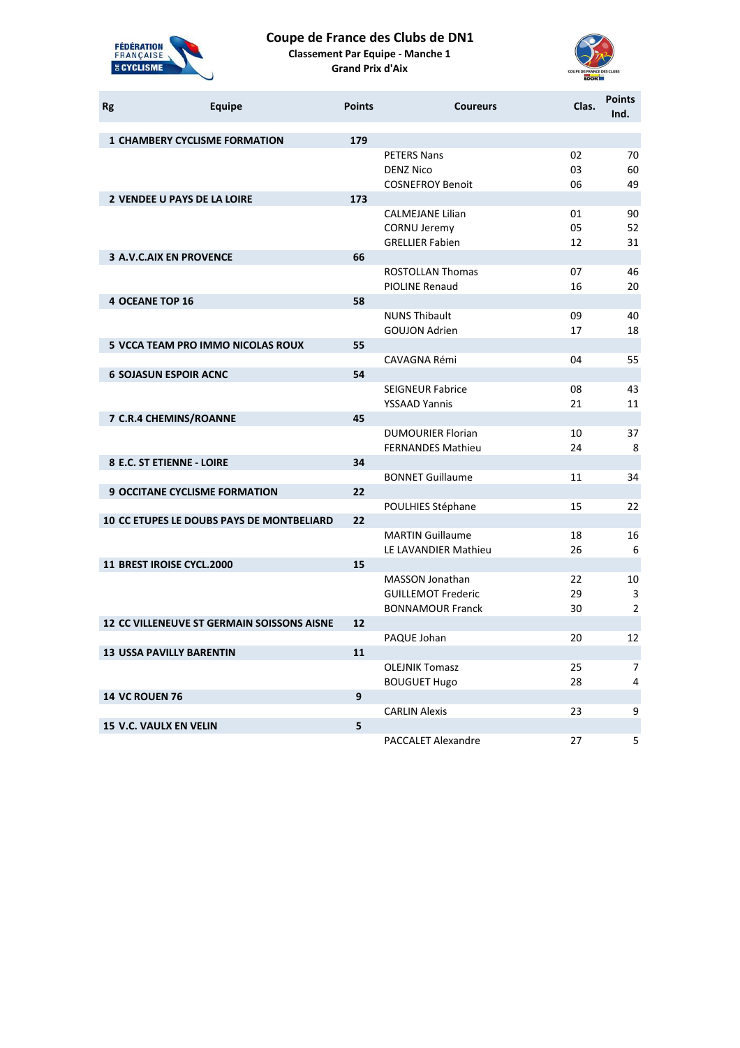# Coupe de France des Clubs de DN1

**Classement Par Equipe - Manche 1**

**Grand Prix d'Aix**

| Rg | Equipe | Points | Coureurs | Clas. | Points Ind. |
|---|---|---|---|---|---|
| **1** | **CHAMBERY CYCLISME FORMATION** | **179** | | | |
| | | | PETERS Nans | 02 | 70 |
| | | | DENZ Nico | 03 | 60 |
| | | | COSNEFROY Benoit | 06 | 49 |
| **2** | **VENDEE U PAYS DE LA LOIRE** | **173** | | | |
| | | | CALMEJANE Lilian | 01 | 90 |
| | | | CORNU Jeremy | 05 | 52 |
| | | | GRELLIER Fabien | 12 | 31 |
| **3** | **A.V.C.AIX EN PROVENCE** | **66** | | | |
| | | | ROSTOLLAN Thomas | 07 | 46 |
| | | | PIOLINE Renaud | 16 | 20 |
| **4** | **OCEANE TOP 16** | **58** | | | |
| | | | NUNS Thibault | 09 | 40 |
| | | | GOUJON Adrien | 17 | 18 |
| **5** | **VCCA TEAM PRO IMMO NICOLAS ROUX** | **55** | | | |
| | | | CAVAGNA Rémi | 04 | 55 |
| **6** | **SOJASUN ESPOIR ACNC** | **54** | | | |
| | | | SEIGNEUR Fabrice | 08 | 43 |
| | | | YSSAAD Yannis | 21 | 11 |
| **7** | **C.R.4 CHEMINS/ROANNE** | **45** | | | |
| | | | DUMOURIER Florian | 10 | 37 |
| | | | FERNANDES Mathieu | 24 | 8 |
| **8** | **E.C. ST ETIENNE - LOIRE** | **34** | | | |
| | | | BONNET Guillaume | 11 | 34 |
| **9** | **OCCITANE CYCLISME FORMATION** | **22** | | | |
| | | | POULHIES Stéphane | 15 | 22 |
| **10** | **CC ETUPES LE DOUBS PAYS DE MONTBELIARD** | **22** | | | |
| | | | MARTIN Guillaume | 18 | 16 |
| | | | LE LAVANDIER Mathieu | 26 | 6 |
| **11** | **BREST IROISE CYCL.2000** | **15** | | | |
| | | | MASSON Jonathan | 22 | 10 |
| | | | GUILLEMOT Frederic | 29 | 3 |
| | | | BONNAMOUR Franck | 30 | 2 |
| **12** | **CC VILLENEUVE ST GERMAIN SOISSONS AISNE** | **12** | | | |
| | | | PAQUE Johan | 20 | 12 |
| **13** | **USSA PAVILLY BARENTIN** | **11** | | | |
| | | | OLEJNIK Tomasz | 25 | 7 |
| | | | BOUGUET Hugo | 28 | 4 |
| **14** | **VC ROUEN 76** | **9** | | | |
| | | | CARLIN Alexis | 23 | 9 |
| **15** | **V.C. VAULX EN VELIN** | **5** | | | |
| | | | PACCALET Alexandre | 27 | 5 |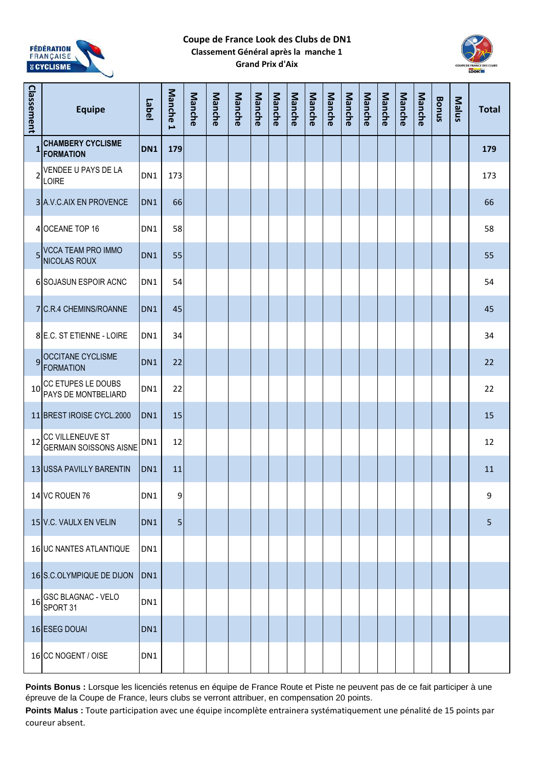# Coupe de France Look des Clubs de DN1

**Classement Général après la manche 1**

**Grand Prix d'Aix**

| Classement | Equipe | Label | Manche 1 | Manche | Manche | Manche | Manche | Manche | Manche | Manche | Manche | Manche | Manche | Manche | Manche | Manche | Bonus | Malus | Total |
|---|---|---|---|---|---|---|---|---|---|---|---|---|---|---|---|---|---|---|---|
| 1 | **CHAMBERY CYCLISME FORMATION** | **DN1** | **179** | | | | | | | | | | | | | | | | **179** |
| 2 | VENDEE U PAYS DE LA LOIRE | DN1 | 173 | | | | | | | | | | | | | | | | 173 |
| 3 | A.V.C.AIX EN PROVENCE | DN1 | 66 | | | | | | | | | | | | | | | | 66 |
| 4 | OCEANE TOP 16 | DN1 | 58 | | | | | | | | | | | | | | | | 58 |
| 5 | VCCA TEAM PRO IMMO NICOLAS ROUX | DN1 | 55 | | | | | | | | | | | | | | | | 55 |
| 6 | SOJASUN ESPOIR ACNC | DN1 | 54 | | | | | | | | | | | | | | | | 54 |
| 7 | C.R.4 CHEMINS/ROANNE | DN1 | 45 | | | | | | | | | | | | | | | | 45 |
| 8 | E.C. ST ETIENNE - LOIRE | DN1 | 34 | | | | | | | | | | | | | | | | 34 |
| 9 | OCCITANE CYCLISME FORMATION | DN1 | 22 | | | | | | | | | | | | | | | | 22 |
| 10 | CC ETUPES LE DOUBS PAYS DE MONTBELIARD | DN1 | 22 | | | | | | | | | | | | | | | | 22 |
| 11 | BREST IROISE CYCL.2000 | DN1 | 15 | | | | | | | | | | | | | | | | 15 |
| 12 | CC VILLENEUVE ST GERMAIN SOISSONS AISNE | DN1 | 12 | | | | | | | | | | | | | | | | 12 |
| 13 | USSA PAVILLY BARENTIN | DN1 | 11 | | | | | | | | | | | | | | | | 11 |
| 14 | VC ROUEN 76 | DN1 | 9 | | | | | | | | | | | | | | | | 9 |
| 15 | V.C. VAULX EN VELIN | DN1 | 5 | | | | | | | | | | | | | | | | 5 |
| 16 | UC NANTES ATLANTIQUE | DN1 | | | | | | | | | | | | | | | | | |
| 16 | S.C.OLYMPIQUE DE DIJON | DN1 | | | | | | | | | | | | | | | | | |
| 16 | GSC BLAGNAC - VELO SPORT 31 | DN1 | | | | | | | | | | | | | | | | | |
| 16 | ESEG DOUAI | DN1 | | | | | | | | | | | | | | | | | |
| 16 | CC NOGENT / OISE | DN1 | | | | | | | | | | | | | | | | | |

**Points Bonus :** Lorsque les licenciés retenus en équipe de France Route et Piste ne peuvent pas de ce fait participer à une épreuve de la Coupe de France, leurs clubs se verront attribuer, en compensation 20 points.

**Points Malus :** Toute participation avec une équipe incomplète entrainera systématiquement une pénalité de 15 points par coureur absent.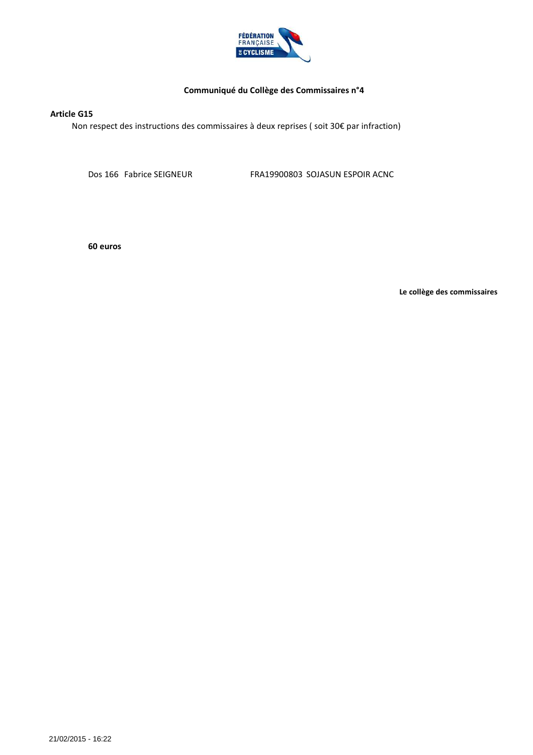## Communiqué du Collège des Commissaires n°4

**Article G15**

Non respect des instructions des commissaires à deux reprises ( soit 30€ par infraction)

Dos 166 Fabrice SEIGNEUR FRA19900803 SOJASUN ESPOIR ACNC

**60 euros**

**Le collège des commissaires**

21/02/2015 - 16:22